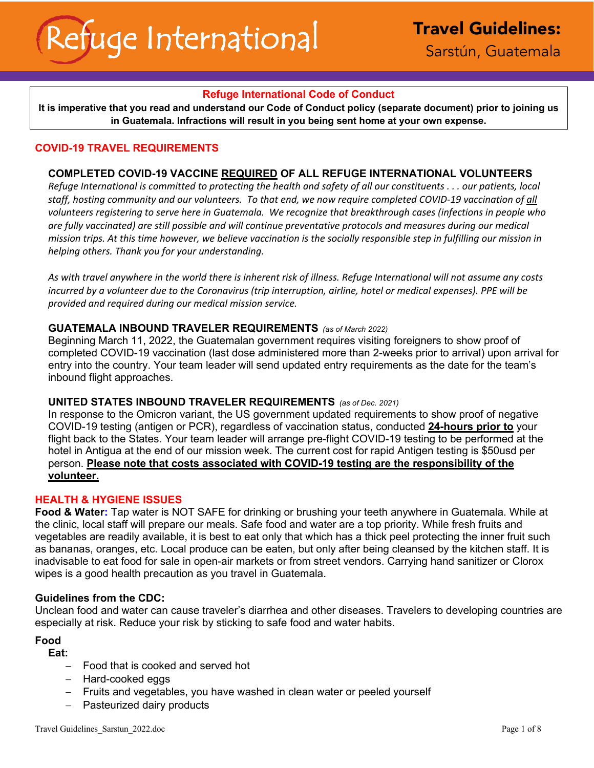# Refuge International

## Travel Guidelines: Sarstún, Guatemala

**Refuge International Code of Conduct**

**It is imperative that you read and understand our Code of Conduct policy (separate document) prior to joining us in Guatemala. Infractions will result in you being sent home at your own expense.**

## COVID-19 TRAVEL REQUIREMENTS

### COMPLETED COVID-19 VACCINE REQUIRED OF ALL REFUGE INTERNATIONAL VOLUNTEERS

*Refuge International is committed to protecting the health and safety of all our constituents . . . our patients, local staff, hosting community and our volunteers. To that end, we now require completed COVID-19 vaccination of all volunteers registering to serve here in Guatemala. We recognize that breakthrough cases (infections in people who are fully vaccinated) are still possible and will continue preventative protocols and measures during our medical mission trips. At this time however, we believe vaccination is the socially responsible step in fulfilling our mission in helping others. Thank you for your understanding.*

*As with travel anywhere in the world there is inherent risk of illness. Refuge International will not assume any costs incurred by a volunteer due to the Coronavirus (trip interruption, airline, hotel or medical expenses). PPE will be provided and required during our medical mission service.*

### GUATEMALA INBOUND TRAVELER REQUIREMENTS *(as of March 2022)*

Beginning March 11, 2022, the Guatemalan government requires visiting foreigners to show proof of completed COVID-19 vaccination (last dose administered more than 2-weeks prior to arrival) upon arrival for entry into the country. Your team leader will send updated entry requirements as the date for the team's inbound flight approaches.

### UNITED STATES INBOUND TRAVELER REQUIREMENTS *(as of Dec. 2021)*

In response to the Omicron variant, the US government updated requirements to show proof of negative COVID-19 testing (antigen or PCR), regardless of vaccination status, conducted **24-hours prior to** your flight back to the States. Your team leader will arrange pre-flight COVID-19 testing to be performed at the hotel in Antigua at the end of our mission week. The current cost for rapid Antigen testing is $50usd per person. **Please note that costs associated with COVID-19 testing are the responsibility of the volunteer.**

## HEALTH & HYGIENE ISSUES

**Food & Water:** Tap water is NOT SAFE for drinking or brushing your teeth anywhere in Guatemala. While at the clinic, local staff will prepare our meals. Safe food and water are a top priority. While fresh fruits and vegetables are readily available, it is best to eat only that which has a thick peel protecting the inner fruit such as bananas, oranges, etc. Local produce can be eaten, but only after being cleansed by the kitchen staff. It is inadvisable to eat food for sale in open-air markets or from street vendors. Carrying hand sanitizer or Clorox wipes is a good health precaution as you travel in Guatemala.

**Guidelines from the CDC:**

Unclean food and water can cause traveler's diarrhea and other diseases. Travelers to developing countries are especially at risk. Reduce your risk by sticking to safe food and water habits.

**Food**

**Eat:**

- Food that is cooked and served hot
- Hard-cooked eggs
- Fruits and vegetables, you have washed in clean water or peeled yourself
- Pasteurized dairy products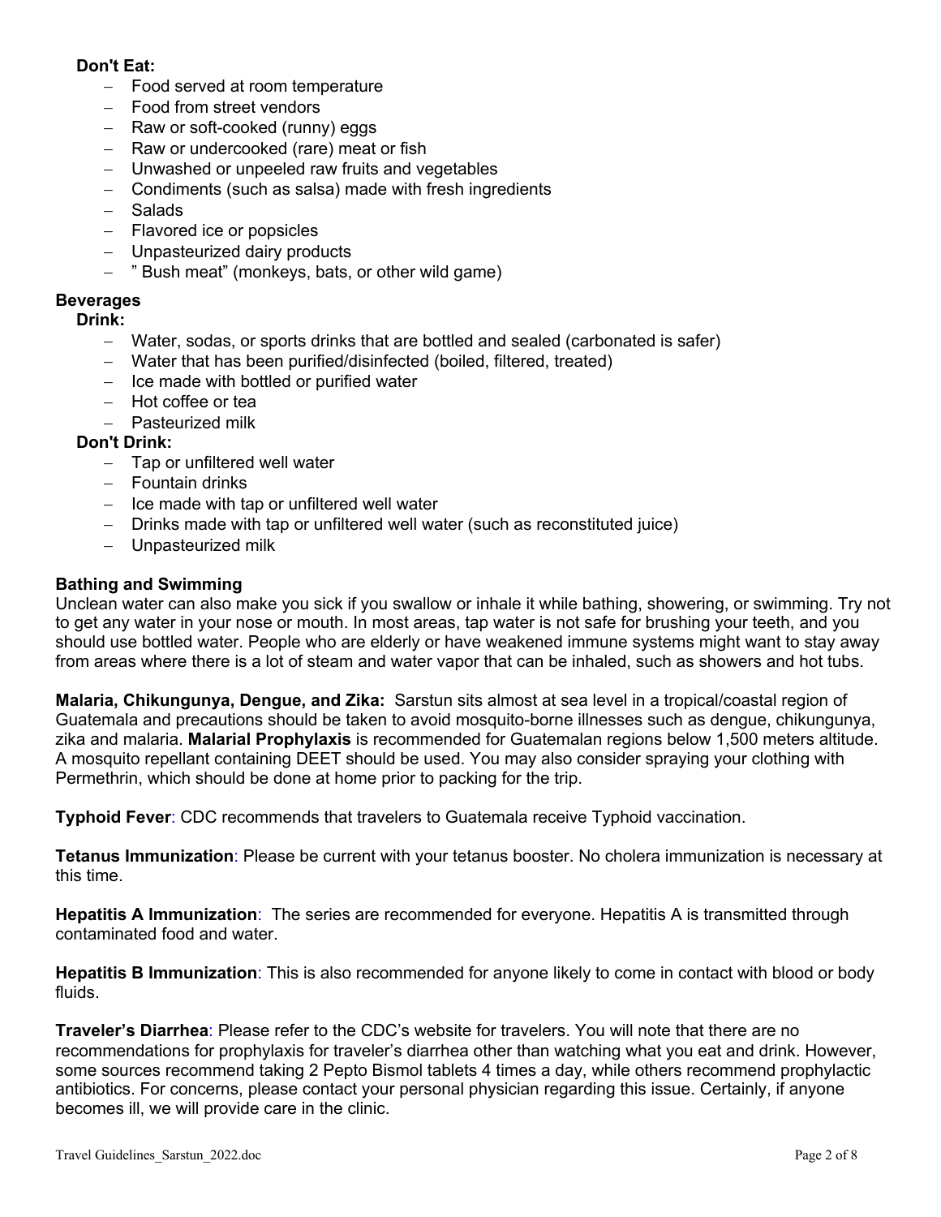**Don't Eat:**

- Food served at room temperature
- Food from street vendors
- Raw or soft-cooked (runny) eggs
- Raw or undercooked (rare) meat or fish
- Unwashed or unpeeled raw fruits and vegetables
- Condiments (such as salsa) made with fresh ingredients
- Salads
- Flavored ice or popsicles
- Unpasteurized dairy products
- ” Bush meat” (monkeys, bats, or other wild game)

**Beverages**

**Drink:**

- Water, sodas, or sports drinks that are bottled and sealed (carbonated is safer)
- Water that has been purified/disinfected (boiled, filtered, treated)
- Ice made with bottled or purified water
- Hot coffee or tea
- Pasteurized milk

**Don't Drink:**

- Tap or unfiltered well water
- Fountain drinks
- Ice made with tap or unfiltered well water
- Drinks made with tap or unfiltered well water (such as reconstituted juice)
- Unpasteurized milk

**Bathing and Swimming**

Unclean water can also make you sick if you swallow or inhale it while bathing, showering, or swimming. Try not to get any water in your nose or mouth. In most areas, tap water is not safe for brushing your teeth, and you should use bottled water. People who are elderly or have weakened immune systems might want to stay away from areas where there is a lot of steam and water vapor that can be inhaled, such as showers and hot tubs.

**Malaria, Chikungunya, Dengue, and Zika:** Sarstun sits almost at sea level in a tropical/coastal region of Guatemala and precautions should be taken to avoid mosquito-borne illnesses such as dengue, chikungunya, zika and malaria. **Malarial Prophylaxis** is recommended for Guatemalan regions below 1,500 meters altitude. A mosquito repellant containing DEET should be used. You may also consider spraying your clothing with Permethrin, which should be done at home prior to packing for the trip.

**Typhoid Fever**: CDC recommends that travelers to Guatemala receive Typhoid vaccination.

**Tetanus Immunization**: Please be current with your tetanus booster. No cholera immunization is necessary at this time.

**Hepatitis A Immunization**: The series are recommended for everyone. Hepatitis A is transmitted through contaminated food and water.

**Hepatitis B Immunization**: This is also recommended for anyone likely to come in contact with blood or body fluids.

**Traveler's Diarrhea**: Please refer to the CDC's website for travelers. You will note that there are no recommendations for prophylaxis for traveler's diarrhea other than watching what you eat and drink. However, some sources recommend taking 2 Pepto Bismol tablets 4 times a day, while others recommend prophylactic antibiotics. For concerns, please contact your personal physician regarding this issue. Certainly, if anyone becomes ill, we will provide care in the clinic.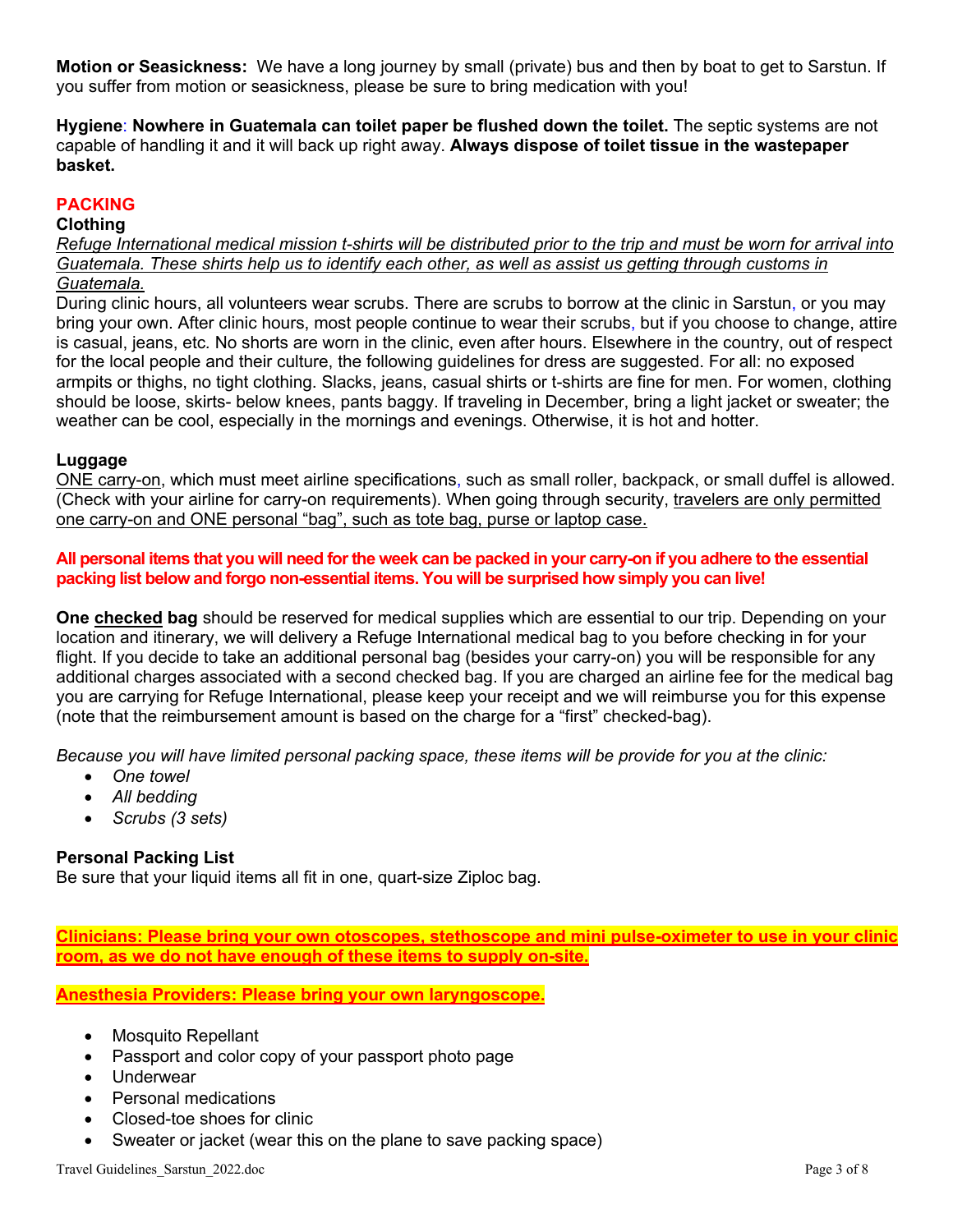**Motion or Seasickness:** We have a long journey by small (private) bus and then by boat to get to Sarstun. If you suffer from motion or seasickness, please be sure to bring medication with you!

**Hygiene**: **Nowhere in Guatemala can toilet paper be flushed down the toilet.** The septic systems are not capable of handling it and it will back up right away. **Always dispose of toilet tissue in the wastepaper basket.**

## PACKING

### Clothing

*Refuge International medical mission t-shirts will be distributed prior to the trip and must be worn for arrival into Guatemala. These shirts help us to identify each other, as well as assist us getting through customs in Guatemala.*

During clinic hours, all volunteers wear scrubs. There are scrubs to borrow at the clinic in Sarstun, or you may bring your own. After clinic hours, most people continue to wear their scrubs, but if you choose to change, attire is casual, jeans, etc. No shorts are worn in the clinic, even after hours. Elsewhere in the country, out of respect for the local people and their culture, the following guidelines for dress are suggested. For all: no exposed armpits or thighs, no tight clothing. Slacks, jeans, casual shirts or t-shirts are fine for men. For women, clothing should be loose, skirts- below knees, pants baggy. If traveling in December, bring a light jacket or sweater; the weather can be cool, especially in the mornings and evenings. Otherwise, it is hot and hotter.

### Luggage

ONE carry-on, which must meet airline specifications, such as small roller, backpack, or small duffel is allowed. (Check with your airline for carry-on requirements). When going through security, travelers are only permitted one carry-on and ONE personal "bag", such as tote bag, purse or laptop case.

**All personal items that you will need for the week can be packed in your carry-on if you adhere to the essential packing list below and forgo non-essential items. You will be surprised how simply you can live!**

**One checked bag** should be reserved for medical supplies which are essential to our trip. Depending on your location and itinerary, we will delivery a Refuge International medical bag to you before checking in for your flight. If you decide to take an additional personal bag (besides your carry-on) you will be responsible for any additional charges associated with a second checked bag. If you are charged an airline fee for the medical bag you are carrying for Refuge International, please keep your receipt and we will reimburse you for this expense (note that the reimbursement amount is based on the charge for a "first" checked-bag).

*Because you will have limited personal packing space, these items will be provide for you at the clinic:*

- *One towel*
- *All bedding*
- *Scrubs (3 sets)*

### Personal Packing List

Be sure that your liquid items all fit in one, quart-size Ziploc bag.

**Clinicians: Please bring your own otoscopes, stethoscope and mini pulse-oximeter to use in your clinic room, as we do not have enough of these items to supply on-site.**

**Anesthesia Providers: Please bring your own laryngoscope.**

- Mosquito Repellant
- Passport and color copy of your passport photo page
- Underwear
- Personal medications
- Closed-toe shoes for clinic
- Sweater or jacket (wear this on the plane to save packing space)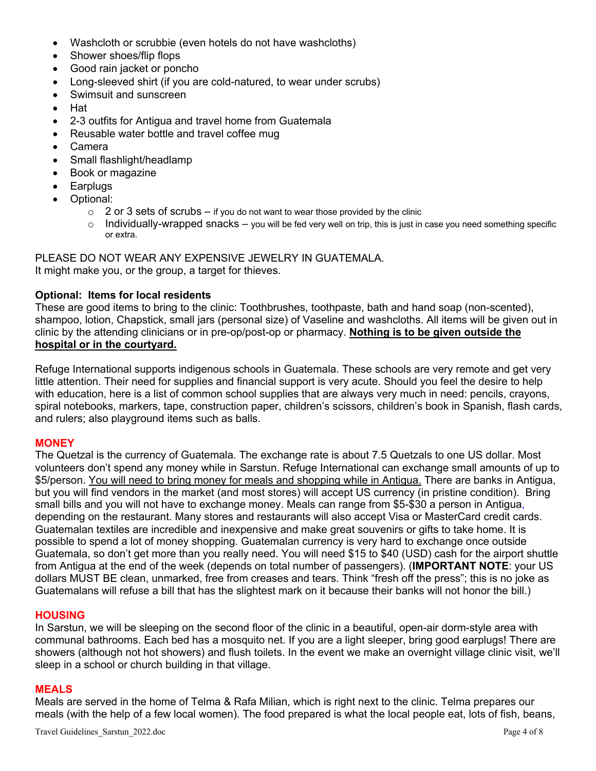- Washcloth or scrubbie (even hotels do not have washcloths)
- Shower shoes/flip flops
- Good rain jacket or poncho
- Long-sleeved shirt (if you are cold-natured, to wear under scrubs)
- Swimsuit and sunscreen
- Hat
- 2-3 outfits for Antigua and travel home from Guatemala
- Reusable water bottle and travel coffee mug
- Camera
- Small flashlight/headlamp
- Book or magazine
- Earplugs
- Optional:
  - 2 or 3 sets of scrubs – if you do not want to wear those provided by the clinic
  - Individually-wrapped snacks – you will be fed very well on trip, this is just in case you need something specific or extra.

PLEASE DO NOT WEAR ANY EXPENSIVE JEWELRY IN GUATEMALA.
It might make you, or the group, a target for thieves.

**Optional: Items for local residents**

These are good items to bring to the clinic: Toothbrushes, toothpaste, bath and hand soap (non-scented), shampoo, lotion, Chapstick, small jars (personal size) of Vaseline and washcloths. All items will be given out in clinic by the attending clinicians or in pre-op/post-op or pharmacy. **Nothing is to be given outside the hospital or in the courtyard.**

Refuge International supports indigenous schools in Guatemala. These schools are very remote and get very little attention. Their need for supplies and financial support is very acute. Should you feel the desire to help with education, here is a list of common school supplies that are always very much in need: pencils, crayons, spiral notebooks, markers, tape, construction paper, children's scissors, children's book in Spanish, flash cards, and rulers; also playground items such as balls.

## MONEY

The Quetzal is the currency of Guatemala. The exchange rate is about 7.5 Quetzals to one US dollar. Most volunteers don't spend any money while in Sarstun. Refuge International can exchange small amounts of up to $5/person. You will need to bring money for meals and shopping while in Antigua. There are banks in Antigua, but you will find vendors in the market (and most stores) will accept US currency (in pristine condition). Bring small bills and you will not have to exchange money. Meals can range from $5-$30 a person in Antigua, depending on the restaurant. Many stores and restaurants will also accept Visa or MasterCard credit cards. Guatemalan textiles are incredible and inexpensive and make great souvenirs or gifts to take home. It is possible to spend a lot of money shopping. Guatemalan currency is very hard to exchange once outside Guatemala, so don't get more than you really need. You will need $15 to $40 (USD) cash for the airport shuttle from Antigua at the end of the week (depends on total number of passengers). (**IMPORTANT NOTE**: your US dollars MUST BE clean, unmarked, free from creases and tears. Think "fresh off the press"; this is no joke as Guatemalans will refuse a bill that has the slightest mark on it because their banks will not honor the bill.)

## HOUSING

In Sarstun, we will be sleeping on the second floor of the clinic in a beautiful, open-air dorm-style area with communal bathrooms. Each bed has a mosquito net. If you are a light sleeper, bring good earplugs! There are showers (although not hot showers) and flush toilets. In the event we make an overnight village clinic visit, we'll sleep in a school or church building in that village.

## MEALS

Meals are served in the home of Telma & Rafa Milian, which is right next to the clinic. Telma prepares our meals (with the help of a few local women). The food prepared is what the local people eat, lots of fish, beans,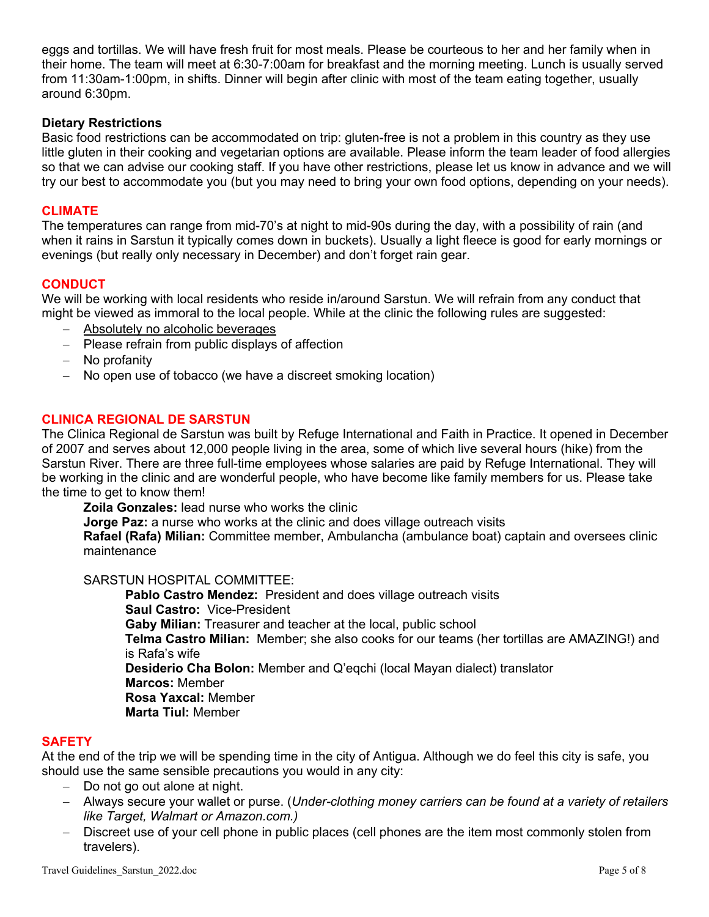eggs and tortillas. We will have fresh fruit for most meals. Please be courteous to her and her family when in their home. The team will meet at 6:30-7:00am for breakfast and the morning meeting. Lunch is usually served from 11:30am-1:00pm, in shifts. Dinner will begin after clinic with most of the team eating together, usually around 6:30pm.

**Dietary Restrictions**

Basic food restrictions can be accommodated on trip: gluten-free is not a problem in this country as they use little gluten in their cooking and vegetarian options are available. Please inform the team leader of food allergies so that we can advise our cooking staff. If you have other restrictions, please let us know in advance and we will try our best to accommodate you (but you may need to bring your own food options, depending on your needs).

## CLIMATE

The temperatures can range from mid-70's at night to mid-90s during the day, with a possibility of rain (and when it rains in Sarstun it typically comes down in buckets). Usually a light fleece is good for early mornings or evenings (but really only necessary in December) and don't forget rain gear.

## CONDUCT

We will be working with local residents who reside in/around Sarstun. We will refrain from any conduct that might be viewed as immoral to the local people. While at the clinic the following rules are suggested:

- Absolutely no alcoholic beverages
- Please refrain from public displays of affection
- No profanity
- No open use of tobacco (we have a discreet smoking location)

## CLINICA REGIONAL DE SARSTUN

The Clinica Regional de Sarstun was built by Refuge International and Faith in Practice. It opened in December of 2007 and serves about 12,000 people living in the area, some of which live several hours (hike) from the Sarstun River. There are three full-time employees whose salaries are paid by Refuge International. They will be working in the clinic and are wonderful people, who have become like family members for us. Please take the time to get to know them!

**Zoila Gonzales:** lead nurse who works the clinic
**Jorge Paz:** a nurse who works at the clinic and does village outreach visits
**Rafael (Rafa) Milian:** Committee member, Ambulancha (ambulance boat) captain and oversees clinic maintenance

SARSTUN HOSPITAL COMMITTEE:

**Pablo Castro Mendez:** President and does village outreach visits
**Saul Castro:** Vice-President
**Gaby Milian:** Treasurer and teacher at the local, public school
**Telma Castro Milian:** Member; she also cooks for our teams (her tortillas are AMAZING!) and is Rafa's wife
**Desiderio Cha Bolon:** Member and Q'eqchi (local Mayan dialect) translator
**Marcos:** Member
**Rosa Yaxcal:** Member
**Marta Tiul:** Member

## SAFETY

At the end of the trip we will be spending time in the city of Antigua. Although we do feel this city is safe, you should use the same sensible precautions you would in any city:

- Do not go out alone at night.
- Always secure your wallet or purse. (*Under-clothing money carriers can be found at a variety of retailers like Target, Walmart or Amazon.com.)*
- Discreet use of your cell phone in public places (cell phones are the item most commonly stolen from travelers).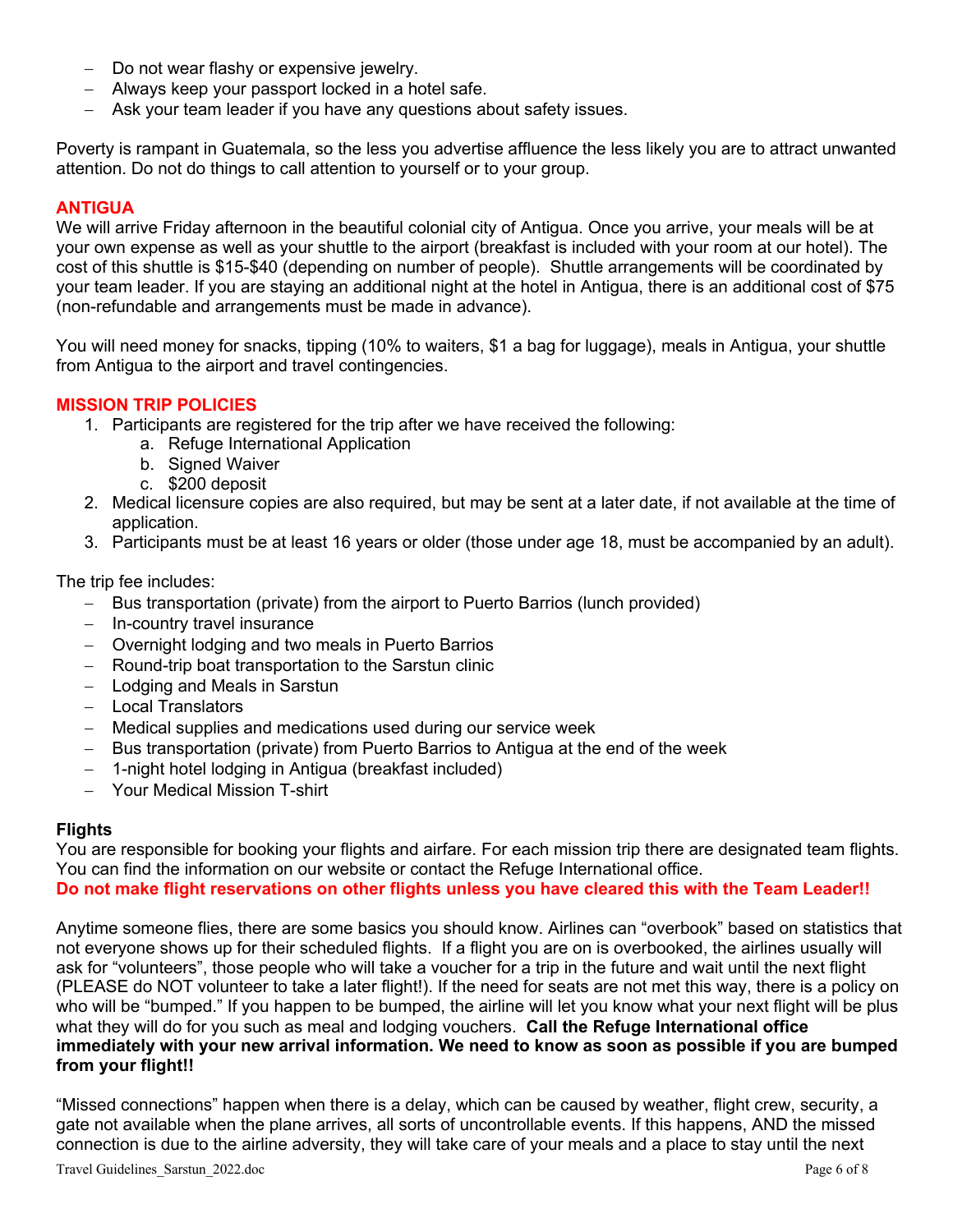- Do not wear flashy or expensive jewelry.
- Always keep your passport locked in a hotel safe.
- Ask your team leader if you have any questions about safety issues.

Poverty is rampant in Guatemala, so the less you advertise affluence the less likely you are to attract unwanted attention. Do not do things to call attention to yourself or to your group.

## ANTIGUA

We will arrive Friday afternoon in the beautiful colonial city of Antigua. Once you arrive, your meals will be at your own expense as well as your shuttle to the airport (breakfast is included with your room at our hotel). The cost of this shuttle is $15-$40 (depending on number of people). Shuttle arrangements will be coordinated by your team leader. If you are staying an additional night at the hotel in Antigua, there is an additional cost of $75 (non-refundable and arrangements must be made in advance).

You will need money for snacks, tipping (10% to waiters, $1 a bag for luggage), meals in Antigua, your shuttle from Antigua to the airport and travel contingencies.

## MISSION TRIP POLICIES

1. Participants are registered for the trip after we have received the following:
   a. Refuge International Application
   b. Signed Waiver
   c. $200 deposit
2. Medical licensure copies are also required, but may be sent at a later date, if not available at the time of application.
3. Participants must be at least 16 years or older (those under age 18, must be accompanied by an adult).

The trip fee includes:

- Bus transportation (private) from the airport to Puerto Barrios (lunch provided)
- In-country travel insurance
- Overnight lodging and two meals in Puerto Barrios
- Round-trip boat transportation to the Sarstun clinic
- Lodging and Meals in Sarstun
- Local Translators
- Medical supplies and medications used during our service week
- Bus transportation (private) from Puerto Barrios to Antigua at the end of the week
- 1-night hotel lodging in Antigua (breakfast included)
- Your Medical Mission T-shirt

### Flights

You are responsible for booking your flights and airfare. For each mission trip there are designated team flights. You can find the information on our website or contact the Refuge International office.
**Do not make flight reservations on other flights unless you have cleared this with the Team Leader!!**

Anytime someone flies, there are some basics you should know. Airlines can "overbook" based on statistics that not everyone shows up for their scheduled flights. If a flight you are on is overbooked, the airlines usually will ask for "volunteers", those people who will take a voucher for a trip in the future and wait until the next flight (PLEASE do NOT volunteer to take a later flight!). If the need for seats are not met this way, there is a policy on who will be "bumped." If you happen to be bumped, the airline will let you know what your next flight will be plus what they will do for you such as meal and lodging vouchers. **Call the Refuge International office immediately with your new arrival information. We need to know as soon as possible if you are bumped from your flight!!**

"Missed connections" happen when there is a delay, which can be caused by weather, flight crew, security, a gate not available when the plane arrives, all sorts of uncontrollable events. If this happens, AND the missed connection is due to the airline adversity, they will take care of your meals and a place to stay until the next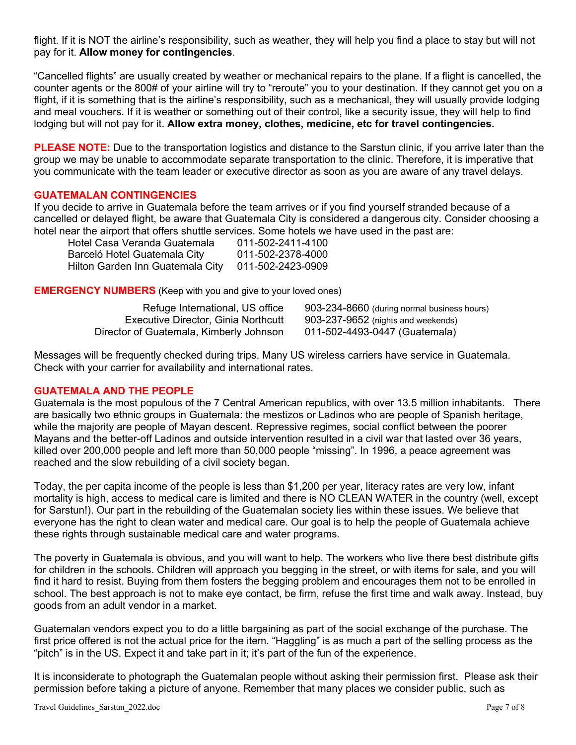flight. If it is NOT the airline's responsibility, such as weather, they will help you find a place to stay but will not pay for it. **Allow money for contingencies**.

"Cancelled flights" are usually created by weather or mechanical repairs to the plane. If a flight is cancelled, the counter agents or the 800# of your airline will try to "reroute" you to your destination. If they cannot get you on a flight, if it is something that is the airline's responsibility, such as a mechanical, they will usually provide lodging and meal vouchers. If it is weather or something out of their control, like a security issue, they will help to find lodging but will not pay for it. **Allow extra money, clothes, medicine, etc for travel contingencies.**

**PLEASE NOTE:** Due to the transportation logistics and distance to the Sarstun clinic, if you arrive later than the group we may be unable to accommodate separate transportation to the clinic. Therefore, it is imperative that you communicate with the team leader or executive director as soon as you are aware of any travel delays.

## GUATEMALAN CONTINGENCIES

If you decide to arrive in Guatemala before the team arrives or if you find yourself stranded because of a cancelled or delayed flight, be aware that Guatemala City is considered a dangerous city. Consider choosing a hotel near the airport that offers shuttle services. Some hotels we have used in the past are:

| | |
|---|---|
| Hotel Casa Veranda Guatemala | 011-502-2411-4100 |
| Barceló Hotel Guatemala City | 011-502-2378-4000 |
| Hilton Garden Inn Guatemala City | 011-502-2423-0909 |

## EMERGENCY NUMBERS (Keep with you and give to your loved ones)

| | |
|---|---|
| Refuge International, US office | 903-234-8660 (during normal business hours) |
| Executive Director, Ginia Northcutt | 903-237-9652 (nights and weekends) |
| Director of Guatemala, Kimberly Johnson | 011-502-4493-0447 (Guatemala) |

Messages will be frequently checked during trips. Many US wireless carriers have service in Guatemala. Check with your carrier for availability and international rates.

## GUATEMALA AND THE PEOPLE

Guatemala is the most populous of the 7 Central American republics, with over 13.5 million inhabitants. There are basically two ethnic groups in Guatemala: the mestizos or Ladinos who are people of Spanish heritage, while the majority are people of Mayan descent. Repressive regimes, social conflict between the poorer Mayans and the better-off Ladinos and outside intervention resulted in a civil war that lasted over 36 years, killed over 200,000 people and left more than 50,000 people "missing". In 1996, a peace agreement was reached and the slow rebuilding of a civil society began.

Today, the per capita income of the people is less than $1,200 per year, literacy rates are very low, infant mortality is high, access to medical care is limited and there is NO CLEAN WATER in the country (well, except for Sarstun!). Our part in the rebuilding of the Guatemalan society lies within these issues. We believe that everyone has the right to clean water and medical care. Our goal is to help the people of Guatemala achieve these rights through sustainable medical care and water programs.

The poverty in Guatemala is obvious, and you will want to help. The workers who live there best distribute gifts for children in the schools. Children will approach you begging in the street, or with items for sale, and you will find it hard to resist. Buying from them fosters the begging problem and encourages them not to be enrolled in school. The best approach is not to make eye contact, be firm, refuse the first time and walk away. Instead, buy goods from an adult vendor in a market.

Guatemalan vendors expect you to do a little bargaining as part of the social exchange of the purchase. The first price offered is not the actual price for the item. "Haggling" is as much a part of the selling process as the "pitch" is in the US. Expect it and take part in it; it's part of the fun of the experience.

It is inconsiderate to photograph the Guatemalan people without asking their permission first. Please ask their permission before taking a picture of anyone. Remember that many places we consider public, such as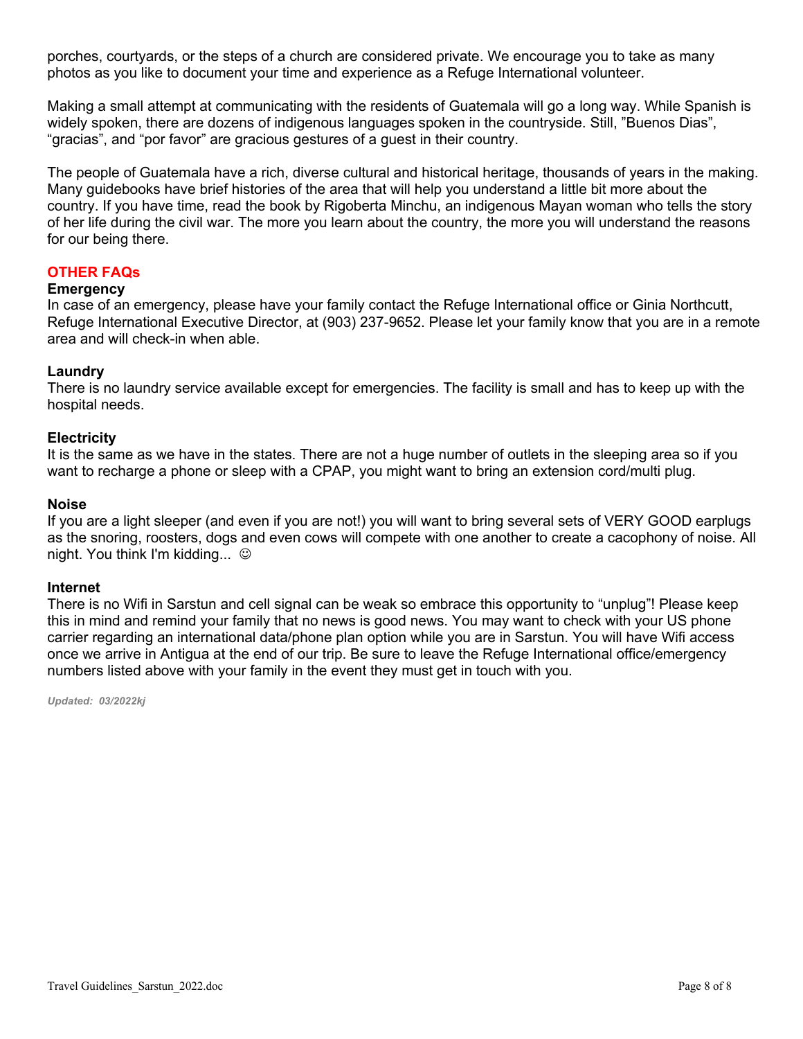porches, courtyards, or the steps of a church are considered private. We encourage you to take as many photos as you like to document your time and experience as a Refuge International volunteer.

Making a small attempt at communicating with the residents of Guatemala will go a long way. While Spanish is widely spoken, there are dozens of indigenous languages spoken in the countryside. Still, "Buenos Dias", "gracias", and "por favor" are gracious gestures of a guest in their country.

The people of Guatemala have a rich, diverse cultural and historical heritage, thousands of years in the making. Many guidebooks have brief histories of the area that will help you understand a little bit more about the country. If you have time, read the book by Rigoberta Minchu, an indigenous Mayan woman who tells the story of her life during the civil war. The more you learn about the country, the more you will understand the reasons for our being there.

## OTHER FAQs

### Emergency

In case of an emergency, please have your family contact the Refuge International office or Ginia Northcutt, Refuge International Executive Director, at (903) 237-9652. Please let your family know that you are in a remote area and will check-in when able.

### Laundry

There is no laundry service available except for emergencies. The facility is small and has to keep up with the hospital needs.

### Electricity

It is the same as we have in the states. There are not a huge number of outlets in the sleeping area so if you want to recharge a phone or sleep with a CPAP, you might want to bring an extension cord/multi plug.

### Noise

If you are a light sleeper (and even if you are not!) you will want to bring several sets of VERY GOOD earplugs as the snoring, roosters, dogs and even cows will compete with one another to create a cacophony of noise. All night. You think I'm kidding... ☺

### Internet

There is no Wifi in Sarstun and cell signal can be weak so embrace this opportunity to "unplug"! Please keep this in mind and remind your family that no news is good news. You may want to check with your US phone carrier regarding an international data/phone plan option while you are in Sarstun. You will have Wifi access once we arrive in Antigua at the end of our trip. Be sure to leave the Refuge International office/emergency numbers listed above with your family in the event they must get in touch with you.

***Updated: 03/2022kj***